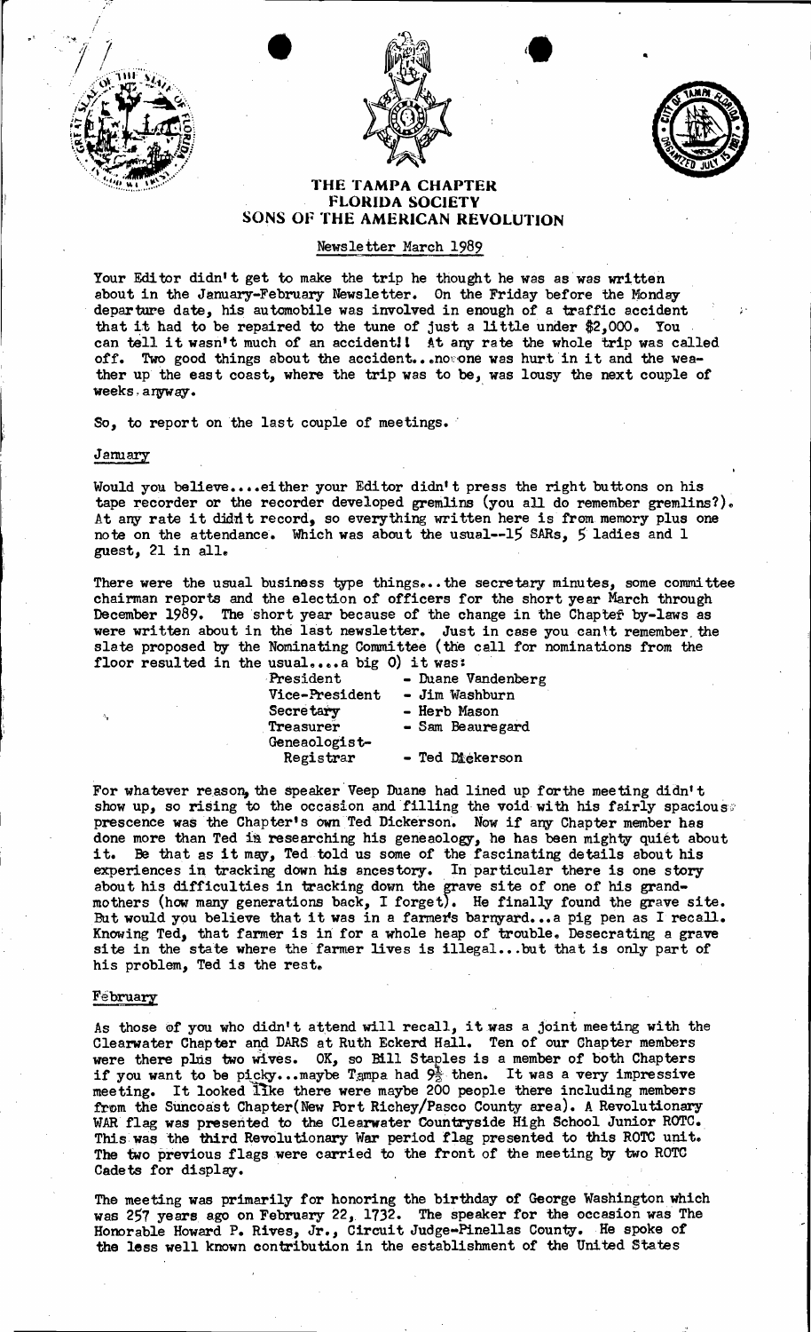# THE TAMPA CHAPTER
## FLORIDA SOCIETY
## SONS OF THE AMERICAN REVOLUTION

Newsletter March 1989

Your Editor didn't get to make the trip he thought he was as was written about in the January-February Newsletter. On the Friday before the Monday departure date, his automobile was involved in enough of a traffic accident that it had to be repaired to the tune of just a little under $2,000. You can tell it wasn't much of an accident!! At any rate the whole trip was called off. Two good things about the accident...no one was hurt in it and the weather up the east coast, where the trip was to be, was lousy the next couple of weeks anyway.

So, to report on the last couple of meetings.

### January

Would you believe....either your Editor didn't press the right buttons on his tape recorder or the recorder developed gremlins (you all do remember gremlins?). At any rate it didn't record, so everything written here is from memory plus one note on the attendance. Which was about the usual--15 SARs, 5 ladies and 1 guest, 21 in all.

There were the usual business type things...the secretary minutes, some committee chairman reports and the election of officers for the short year March through December 1989. The short year because of the change in the Chapter by-laws as were written about in the last newsletter. Just in case you can't remember the slate proposed by the Nominating Committee (the call for nominations from the floor resulted in the usual....a big 0) it was:

| | |
|---|---|
| President | - Duane Vandenberg |
| Vice-President | - Jim Washburn |
| Secretary | - Herb Mason |
| Treasurer | - Sam Beauregard |
| Geneaologist-Registrar | - Ted Dickerson |

For whatever reason, the speaker Veep Duane had lined up for the meeting didn't show up, so rising to the occasion and filling the void with his fairly spacious prescence was the Chapter's own Ted Dickerson. Now if any Chapter member has done more than Ted in researching his geneaology, he has been mighty quiet about it. Be that as it may, Ted told us some of the fascinating details about his experiences in tracking down his ancestory. In particular there is one story about his difficulties in tracking down the grave site of one of his grandmothers (how many generations back, I forget). He finally found the grave site. But would you believe that it was in a farmer's barnyard...a pig pen as I recall. Knowing Ted, that farmer is in for a whole heap of trouble. Desecrating a grave site in the state where the farmer lives is illegal...but that is only part of his problem, Ted is the rest.

### February

As those of you who didn't attend will recall, it was a joint meeting with the Clearwater Chapter and DARS at Ruth Eckerd Hall. Ten of our Chapter members were there plus two wives. OK, so Bill Staples is a member of both Chapters if you want to be picky...maybe Tampa had 9½ then. It was a very impressive meeting. It looked like there were maybe 200 people there including members from the Suncoast Chapter(New Port Richey/Pasco County area). A Revolutionary WAR flag was presented to the Clearwater Countryside High School Junior ROTC. This was the third Revolutionary War period flag presented to this ROTC unit. The two previous flags were carried to the front of the meeting by two ROTC Cadets for display.

The meeting was primarily for honoring the birthday of George Washington which was 257 years ago on February 22, 1732. The speaker for the occasion was The Honorable Howard P. Rives, Jr., Circuit Judge-Pinellas County. He spoke of the less well known contribution in the establishment of the United States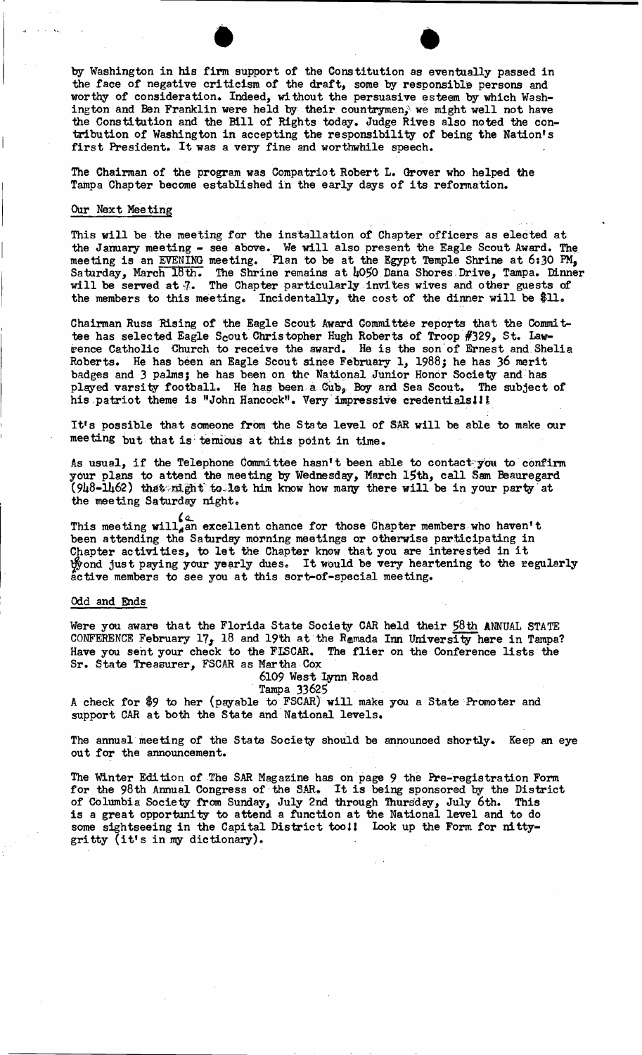by Washington in his firm support of the Constitution as eventually passed in the face of negative criticism of the draft, some by responsible persons and worthy of consideration. Indeed, without the persuasive esteem by which Washington and Ben Franklin were held by their countrymen, we might well not have the Constitution and the Bill of Rights today. Judge Rives also noted the contribution of Washington in accepting the responsibility of being the Nation's first President. It was a very fine and worthwhile speech.

The Chairman of the program was Compatriot Robert L. Grover who helped the Tampa Chapter become established in the early days of its reformation.

## Our Next Meeting

This will be the meeting for the installation of Chapter officers as elected at the January meeting - see above. We will also present the Eagle Scout Award. The meeting is an EVENING meeting. Plan to be at the Egypt Temple Shrine at 6:30 PM, Saturday, March 18th. The Shrine remains at 4050 Dana Shores Drive, Tampa. Dinner will be served at 7. The Chapter particularly invites wives and other guests of the members to this meeting. Incidentally, the cost of the dinner will be $11.

Chairman Russ Rising of the Eagle Scout Award Committee reports that the Committee has selected Eagle Scout Christopher Hugh Roberts of Troop #329, St. Lawrence Catholic Church to receive the award. He is the son of Ernest and Shelia Roberts. He has been an Eagle Scout since February 1, 1988; he has 36 merit badges and 3 palms; he has been on the National Junior Honor Society and has played varsity football. He has been a Cub, Boy and Sea Scout. The subject of his patriot theme is "John Hancock". Very impressive credentials!!!

It's possible that someone from the State level of SAR will be able to make our meeting but that is tenuous at this point in time.

As usual, if the Telephone Committee hasn't been able to contact you to confirm your plans to attend the meeting by Wednesday, March 15th, call Sam Beauregard (948-1462) that night to let him know how many there will be in your party at the meeting Saturday night.

This meeting will be an excellent chance for those Chapter members who haven't been attending the Saturday morning meetings or otherwise participating in Chapter activities, to let the Chapter know that you are interested in it beyond just paying your yearly dues. It would be very heartening to the regularly active members to see you at this sort-of-special meeting.

## Odd and Ends

Were you aware that the Florida State Society CAR held their 58th ANNUAL STATE CONFERENCE February 17, 18 and 19th at the Ramada Inn University here in Tampa? Have you sent your check to the FISCAR. The flier on the Conference lists the Sr. State Treasurer, FSCAR as Martha Cox

6109 West Lynn Road
Tampa 33625

A check for $9 to her (payable to FSCAR) will make you a State Promoter and support CAR at both the State and National levels.

The annual meeting of the State Society should be announced shortly. Keep an eye out for the announcement.

The Winter Edition of The SAR Magazine has on page 9 the Pre-registration Form for the 98th Annual Congress of the SAR. It is being sponsored by the District of Columbia Society from Sunday, July 2nd through Thursday, July 6th. This is a great opportunity to attend a function at the National level and to do some sightseeing in the Capital District too!! Look up the Form for nitty-gritty (it's in my dictionary).